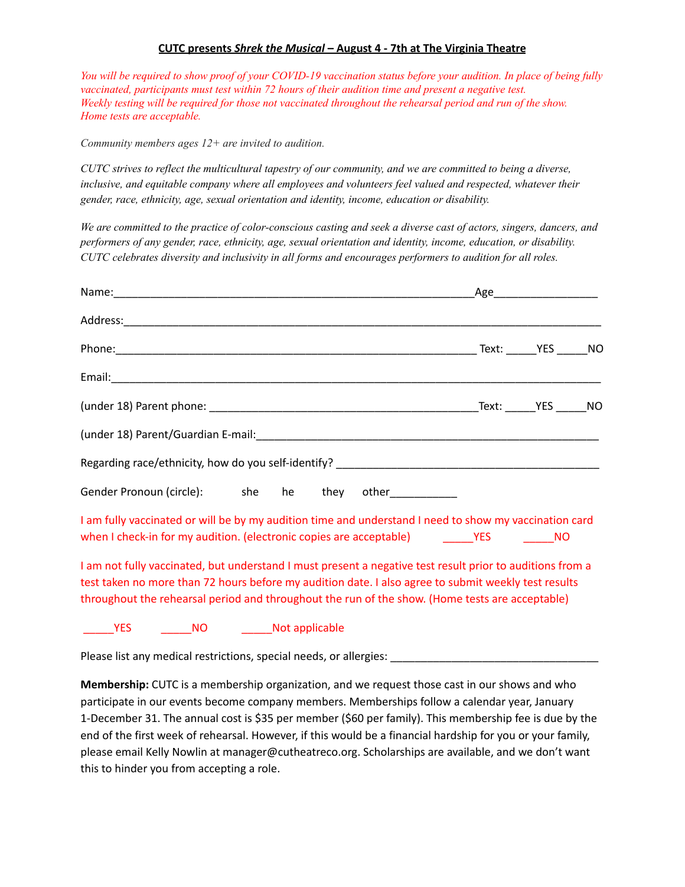**CUTC presents *Shrek the Musical* – August 4 - 7th at The Virginia Theatre**

*You will be required to show proof of your COVID-19 vaccination status before your audition. In place of being fully vaccinated, participants must test within 72 hours of their audition time and present a negative test. Weekly testing will be required for those not vaccinated throughout the rehearsal period and run of the show. Home tests are acceptable.*

*Community members ages 12+ are invited to audition.*

*CUTC strives to reflect the multicultural tapestry of our community, and we are committed to being a diverse, inclusive, and equitable company where all employees and volunteers feel valued and respected, whatever their gender, race, ethnicity, age, sexual orientation and identity, income, education or disability.*

*We are committed to the practice of color-conscious casting and seek a diverse cast of actors, singers, dancers, and performers of any gender, race, ethnicity, age, sexual orientation and identity, income, education, or disability. CUTC celebrates diversity and inclusivity in all forms and encourages performers to audition for all roles.*

Name:____________________________________________________________Age_________________

Address:________________________________________________________________________________

Phone:____________________________________________________________ Text: _____YES _____NO

Email:__________________________________________________________________________________

(under 18) Parent phone: ____________________________________________Text: _____YES _____NO

(under 18) Parent/Guardian E-mail:________________________________________________________

Regarding race/ethnicity, how do you self-identify? ___________________________________________

Gender Pronoun (circle): she he they other___________

I am fully vaccinated or will be by my audition time and understand I need to show my vaccination card when I check-in for my audition. (electronic copies are acceptable) _____YES _____NO

I am not fully vaccinated, but understand I must present a negative test result prior to auditions from a test taken no more than 72 hours before my audition date. I also agree to submit weekly test results throughout the rehearsal period and throughout the run of the show. (Home tests are acceptable)

_____YES _____NO _____Not applicable

Please list any medical restrictions, special needs, or allergies: __________________________________

**Membership:** CUTC is a membership organization, and we request those cast in our shows and who participate in our events become company members. Memberships follow a calendar year, January 1-December 31. The annual cost is $35 per member ($60 per family). This membership fee is due by the end of the first week of rehearsal. However, if this would be a financial hardship for you or your family, please email Kelly Nowlin at manager@cutheatreco.org. Scholarships are available, and we don't want this to hinder you from accepting a role.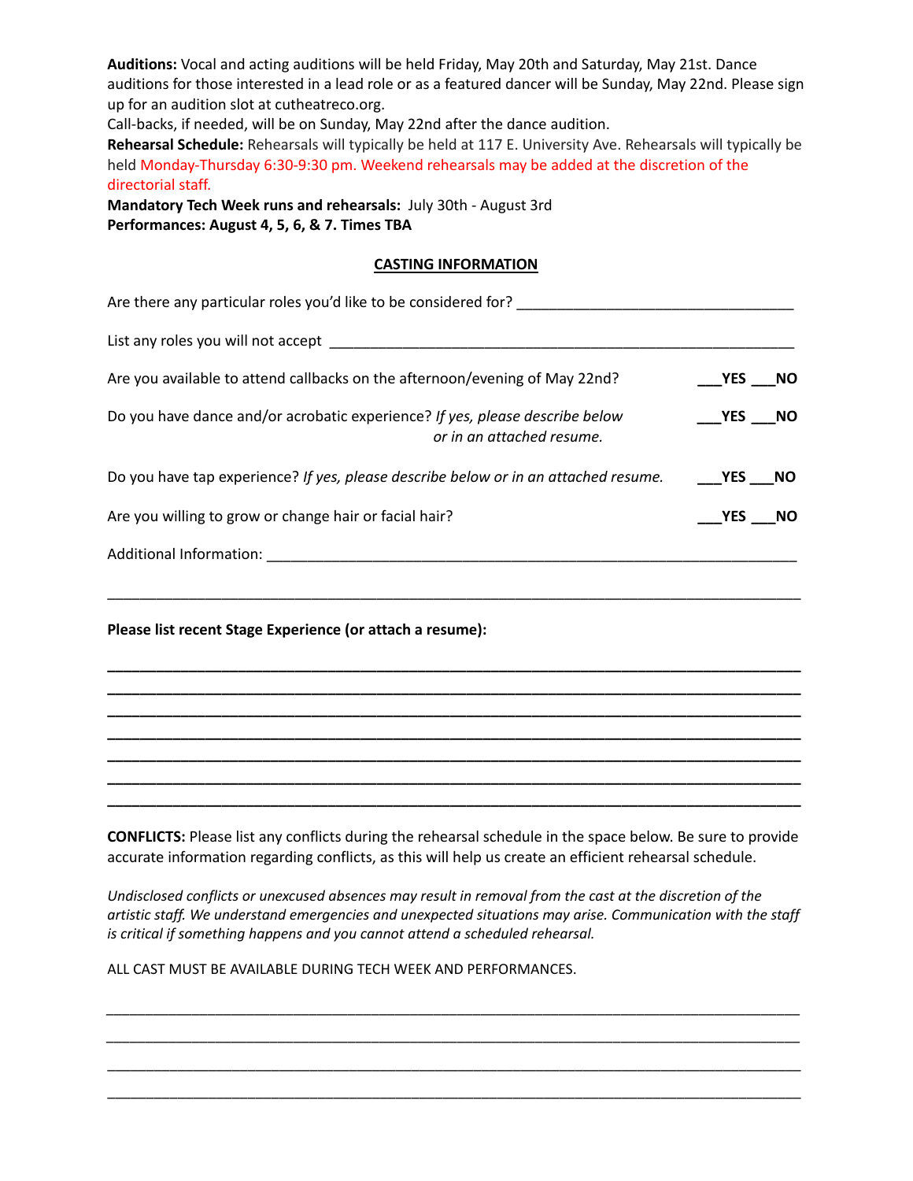**Auditions:** Vocal and acting auditions will be held Friday, May 20th and Saturday, May 21st. Dance auditions for those interested in a lead role or as a featured dancer will be Sunday, May 22nd. Please sign up for an audition slot at cutheatreco.org.

Call-backs, if needed, will be on Sunday, May 22nd after the dance audition.

**Rehearsal Schedule:** Rehearsals will typically be held at 117 E. University Ave. Rehearsals will typically be held Monday-Thursday 6:30-9:30 pm. Weekend rehearsals may be added at the discretion of the directorial staff.

**Mandatory Tech Week runs and rehearsals:** July 30th - August 3rd

**Performances: August 4, 5, 6, & 7. Times TBA**

## CASTING INFORMATION

Are there any particular roles you'd like to be considered for? ___________________________________

List any roles you will not accept ___________________________________________________________

Are you available to attend callbacks on the afternoon/evening of May 22nd? **___YES ___NO**

Do you have dance and/or acrobatic experience? *If yes, please describe below or in an attached resume.* **___YES ___NO**

Do you have tap experience? *If yes, please describe below or in an attached resume.* **___YES ___NO**

Are you willing to grow or change hair or facial hair? **___YES ___NO**

Additional Information: __________________________________________________________________

_________________________________________________________________________________________

**Please list recent Stage Experience (or attach a resume):**

_________________________________________________________________________________________

_________________________________________________________________________________________

_________________________________________________________________________________________

_________________________________________________________________________________________

_________________________________________________________________________________________

_________________________________________________________________________________________

_________________________________________________________________________________________

**CONFLICTS:** Please list any conflicts during the rehearsal schedule in the space below. Be sure to provide accurate information regarding conflicts, as this will help us create an efficient rehearsal schedule.

*Undisclosed conflicts or unexcused absences may result in removal from the cast at the discretion of the artistic staff. We understand emergencies and unexpected situations may arise. Communication with the staff is critical if something happens and you cannot attend a scheduled rehearsal.*

ALL CAST MUST BE AVAILABLE DURING TECH WEEK AND PERFORMANCES.

_________________________________________________________________________________________

_________________________________________________________________________________________

_________________________________________________________________________________________

_________________________________________________________________________________________